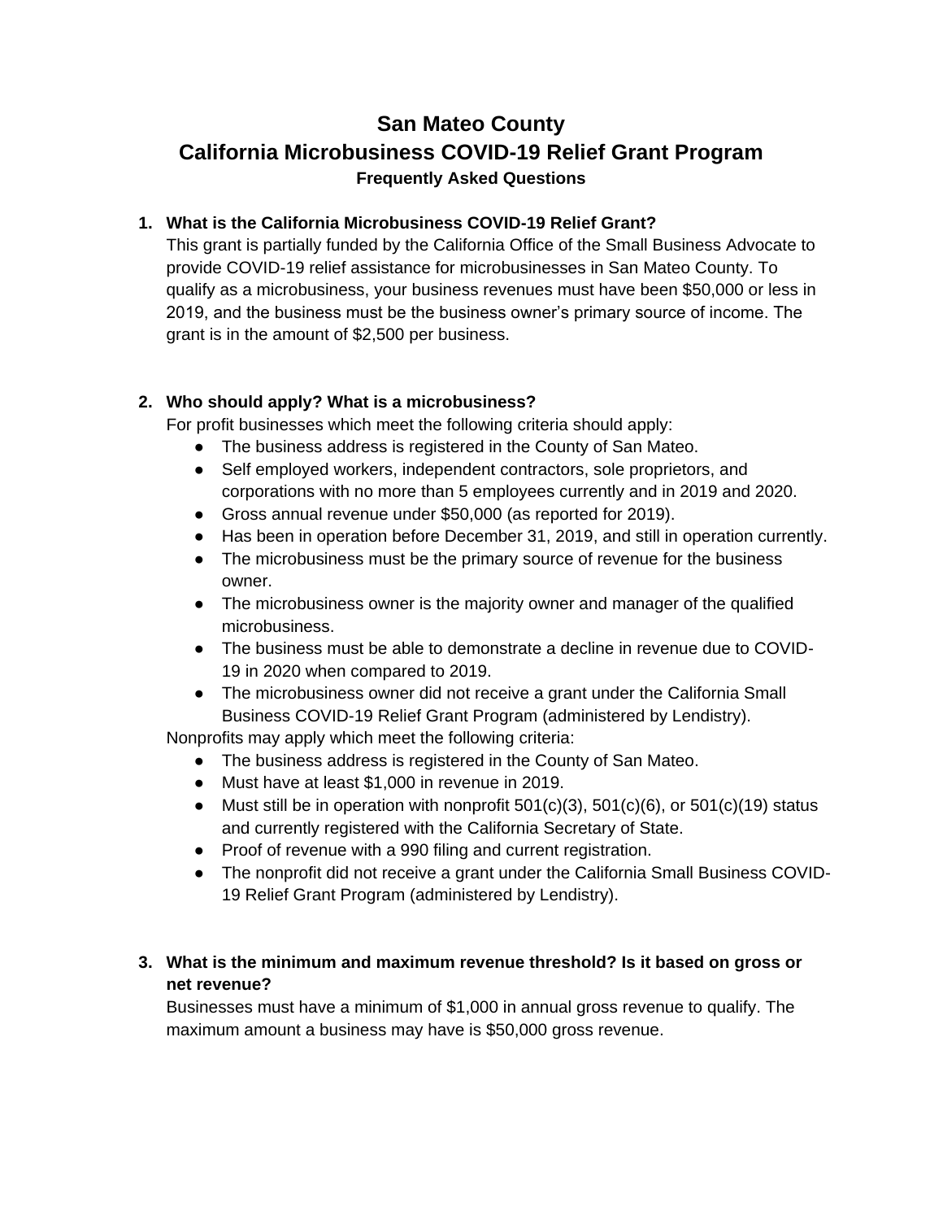# San Mateo County
# California Microbusiness COVID-19 Relief Grant Program
### Frequently Asked Questions

1. **What is the California Microbusiness COVID-19 Relief Grant?**
   This grant is partially funded by the California Office of the Small Business Advocate to provide COVID-19 relief assistance for microbusinesses in San Mateo County. To qualify as a microbusiness, your business revenues must have been $50,000 or less in 2019, and the business must be the business owner's primary source of income. The grant is in the amount of $2,500 per business.

2. **Who should apply? What is a microbusiness?**
   For profit businesses which meet the following criteria should apply:
   - The business address is registered in the County of San Mateo.
   - Self employed workers, independent contractors, sole proprietors, and corporations with no more than 5 employees currently and in 2019 and 2020.
   - Gross annual revenue under $50,000 (as reported for 2019).
   - Has been in operation before December 31, 2019, and still in operation currently.
   - The microbusiness must be the primary source of revenue for the business owner.
   - The microbusiness owner is the majority owner and manager of the qualified microbusiness.
   - The business must be able to demonstrate a decline in revenue due to COVID-19 in 2020 when compared to 2019.
   - The microbusiness owner did not receive a grant under the California Small Business COVID-19 Relief Grant Program (administered by Lendistry).

   Nonprofits may apply which meet the following criteria:
   - The business address is registered in the County of San Mateo.
   - Must have at least $1,000 in revenue in 2019.
   - Must still be in operation with nonprofit 501(c)(3), 501(c)(6), or 501(c)(19) status and currently registered with the California Secretary of State.
   - Proof of revenue with a 990 filing and current registration.
   - The nonprofit did not receive a grant under the California Small Business COVID-19 Relief Grant Program (administered by Lendistry).

3. **What is the minimum and maximum revenue threshold? Is it based on gross or net revenue?**
   Businesses must have a minimum of $1,000 in annual gross revenue to qualify. The maximum amount a business may have is $50,000 gross revenue.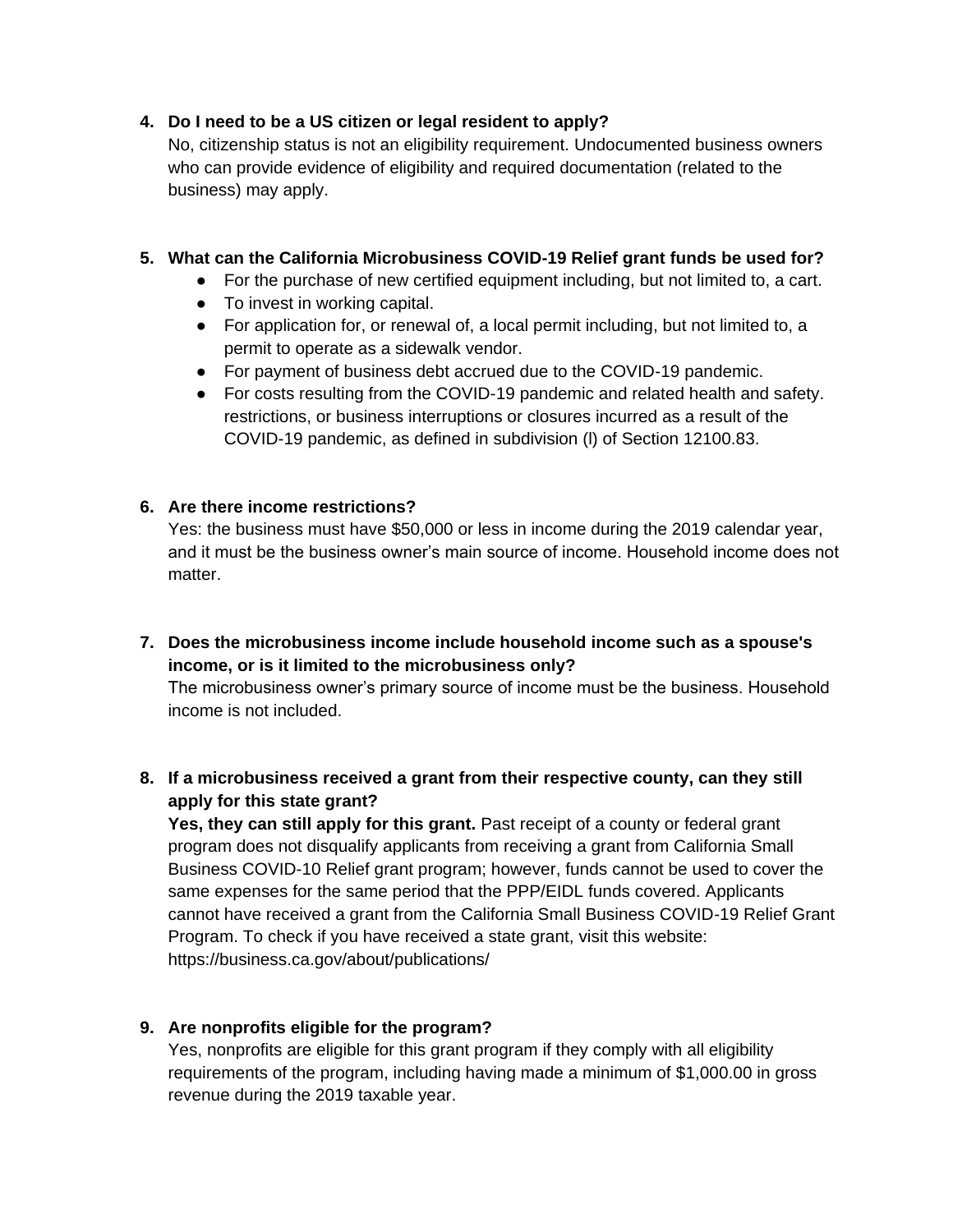4. **Do I need to be a US citizen or legal resident to apply?**
   No, citizenship status is not an eligibility requirement. Undocumented business owners who can provide evidence of eligibility and required documentation (related to the business) may apply.

5. **What can the California Microbusiness COVID-19 Relief grant funds be used for?**
   - For the purchase of new certified equipment including, but not limited to, a cart.
   - To invest in working capital.
   - For application for, or renewal of, a local permit including, but not limited to, a permit to operate as a sidewalk vendor.
   - For payment of business debt accrued due to the COVID-19 pandemic.
   - For costs resulting from the COVID-19 pandemic and related health and safety. restrictions, or business interruptions or closures incurred as a result of the COVID-19 pandemic, as defined in subdivision (l) of Section 12100.83.

6. **Are there income restrictions?**
   Yes: the business must have $50,000 or less in income during the 2019 calendar year, and it must be the business owner's main source of income. Household income does not matter.

7. **Does the microbusiness income include household income such as a spouse's income, or is it limited to the microbusiness only?**
   The microbusiness owner's primary source of income must be the business. Household income is not included.

8. **If a microbusiness received a grant from their respective county, can they still apply for this state grant?**
   **Yes, they can still apply for this grant.** Past receipt of a county or federal grant program does not disqualify applicants from receiving a grant from California Small Business COVID-10 Relief grant program; however, funds cannot be used to cover the same expenses for the same period that the PPP/EIDL funds covered. Applicants cannot have received a grant from the California Small Business COVID-19 Relief Grant Program. To check if you have received a state grant, visit this website: https://business.ca.gov/about/publications/

9. **Are nonprofits eligible for the program?**
   Yes, nonprofits are eligible for this grant program if they comply with all eligibility requirements of the program, including having made a minimum of $1,000.00 in gross revenue during the 2019 taxable year.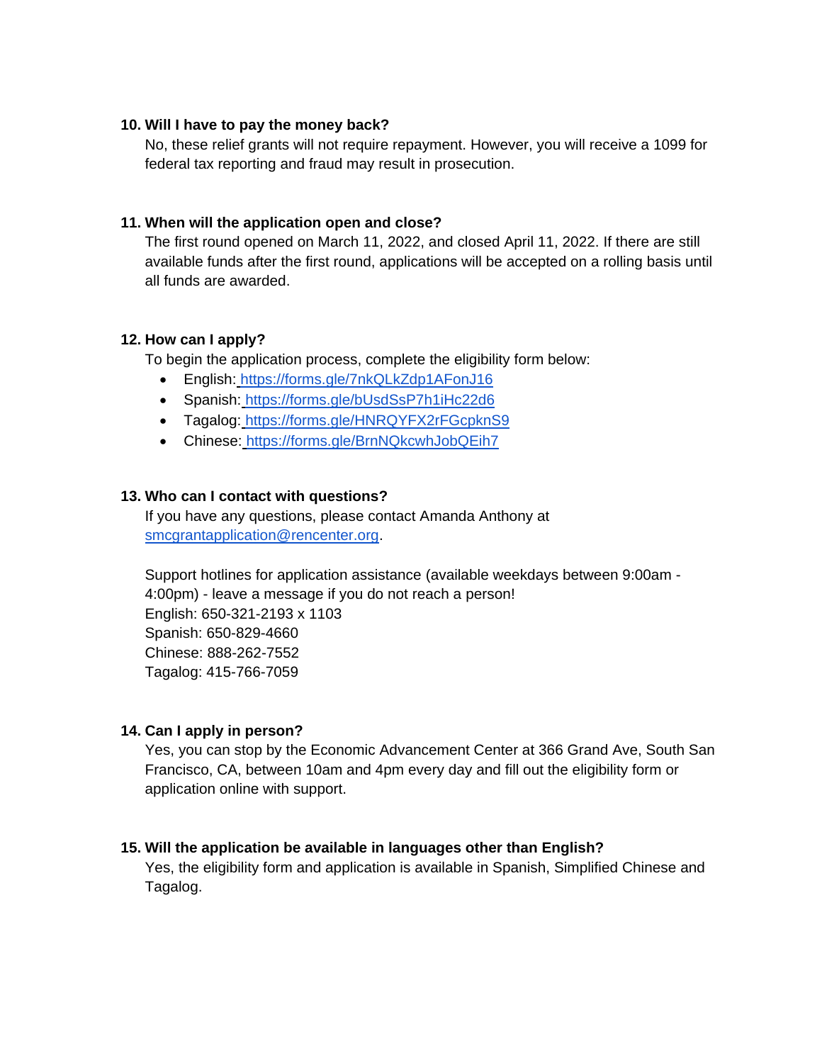**10. Will I have to pay the money back?**

No, these relief grants will not require repayment. However, you will receive a 1099 for federal tax reporting and fraud may result in prosecution.

**11. When will the application open and close?**

The first round opened on March 11, 2022, and closed April 11, 2022. If there are still available funds after the first round, applications will be accepted on a rolling basis until all funds are awarded.

**12. How can I apply?**

To begin the application process, complete the eligibility form below:

- English: https://forms.gle/7nkQLkZdp1AFonJ16
- Spanish: https://forms.gle/bUsdSsP7h1iHc22d6
- Tagalog: https://forms.gle/HNRQYFX2rFGcpknS9
- Chinese: https://forms.gle/BrnNQkcwhJobQEih7

**13. Who can I contact with questions?**

If you have any questions, please contact Amanda Anthony at smcgrantapplication@rencenter.org.

Support hotlines for application assistance (available weekdays between 9:00am - 4:00pm) - leave a message if you do not reach a person!
English: 650-321-2193 x 1103
Spanish: 650-829-4660
Chinese: 888-262-7552
Tagalog: 415-766-7059

**14. Can I apply in person?**

Yes, you can stop by the Economic Advancement Center at 366 Grand Ave, South San Francisco, CA, between 10am and 4pm every day and fill out the eligibility form or application online with support.

**15. Will the application be available in languages other than English?**

Yes, the eligibility form and application is available in Spanish, Simplified Chinese and Tagalog.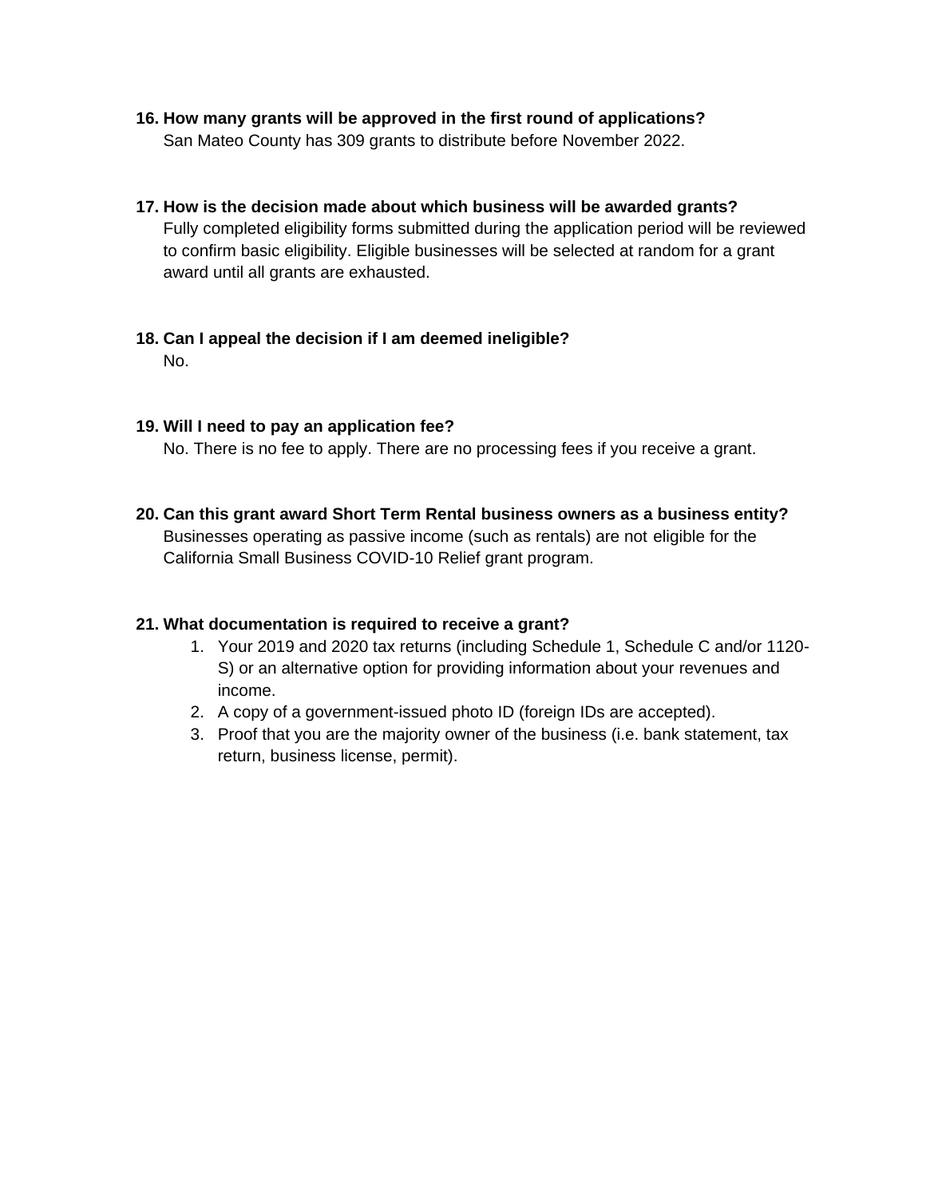**16. How many grants will be approved in the first round of applications?**

San Mateo County has 309 grants to distribute before November 2022.

**17. How is the decision made about which business will be awarded grants?**

Fully completed eligibility forms submitted during the application period will be reviewed to confirm basic eligibility. Eligible businesses will be selected at random for a grant award until all grants are exhausted.

**18. Can I appeal the decision if I am deemed ineligible?**

No.

**19. Will I need to pay an application fee?**

No. There is no fee to apply. There are no processing fees if you receive a grant.

**20. Can this grant award Short Term Rental business owners as a business entity?**

Businesses operating as passive income (such as rentals) are not eligible for the California Small Business COVID-10 Relief grant program.

**21. What documentation is required to receive a grant?**

1. Your 2019 and 2020 tax returns (including Schedule 1, Schedule C and/or 1120-S) or an alternative option for providing information about your revenues and income.
2. A copy of a government-issued photo ID (foreign IDs are accepted).
3. Proof that you are the majority owner of the business (i.e. bank statement, tax return, business license, permit).